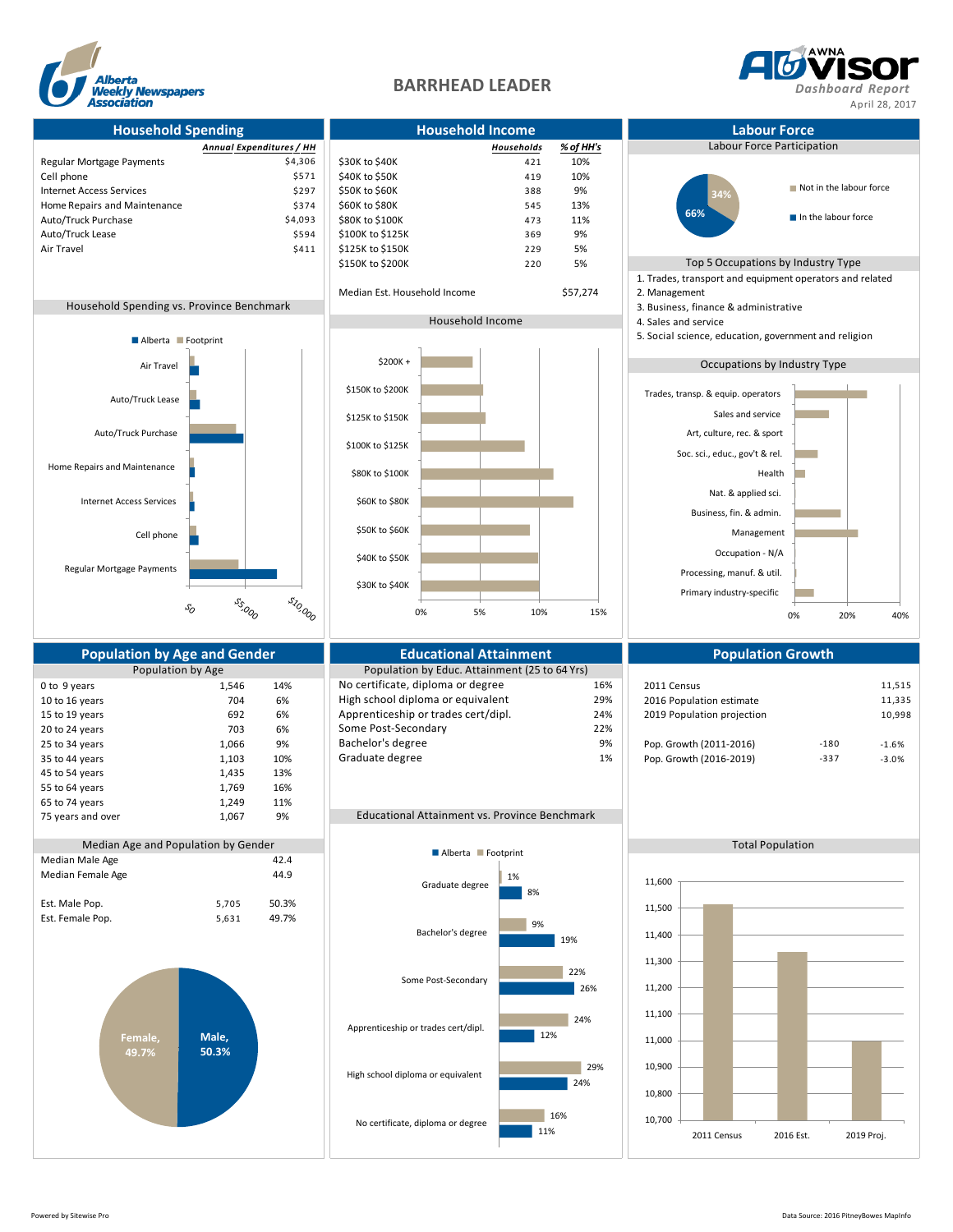# BARRHEAD LEADER

Alberta Weekly Newspapers Association

AWNA Advisor Dashboard Report

April 28, 2017

## Household Spending

| | Annual Expenditures / HH |
|---|---|
| Regular Mortgage Payments | $4,306 |
| Cell phone | $571 |
| Internet Access Services | $297 |
| Home Repairs and Maintenance | $374 |
| Auto/Truck Purchase | $4,093 |
| Auto/Truck Lease | $594 |
| Air Travel | $411 |

### Household Spending vs. Province Benchmark

## Household Income

| | Households | % of HH's |
|---|---|---|
| $30K to $40K | 421 | 10% |
| $40K to $50K | 419 | 10% |
| $50K to $60K | 388 | 9% |
| $60K to $80K | 545 | 13% |
| $80K to $100K | 473 | 11% |
| $100K to $125K | 369 | 9% |
| $125K to $150K | 229 | 5% |
| $150K to $200K | 220 | 5% |

Median Est. Household Income: $57,274

### Household Income

## Labour Force

### Labour Force Participation

- Not in the labour force: 34%
- In the labour force: 66%

### Top 5 Occupations by Industry Type

1. Trades, transport and equipment operators and related
2. Management
3. Business, finance & administrative
4. Sales and service
5. Social science, education, government and religion

### Occupations by Industry Type

## Population by Age and Gender

### Population by Age

| | | |
|---|---|---|
| 0 to 9 years | 1,546 | 14% |
| 10 to 16 years | 704 | 6% |
| 15 to 19 years | 692 | 6% |
| 20 to 24 years | 703 | 6% |
| 25 to 34 years | 1,066 | 9% |
| 35 to 44 years | 1,103 | 10% |
| 45 to 54 years | 1,435 | 13% |
| 55 to 64 years | 1,769 | 16% |
| 65 to 74 years | 1,249 | 11% |
| 75 years and over | 1,067 | 9% |

### Median Age and Population by Gender

| | | |
|---|---|---|
| Median Male Age | | 42.4 |
| Median Female Age | | 44.9 |
| Est. Male Pop. | 5,705 | 50.3% |
| Est. Female Pop. | 5,631 | 49.7% |

## Educational Attainment

### Population by Educ. Attainment (25 to 64 Yrs)

| | |
|---|---|
| No certificate, diploma or degree | 16% |
| High school diploma or equivalent | 29% |
| Apprenticeship or trades cert/dipl. | 24% |
| Some Post-Secondary | 22% |
| Bachelor's degree | 9% |
| Graduate degree | 1% |

### Educational Attainment vs. Province Benchmark

| | Footprint | Alberta |
|---|---|---|
| Graduate degree | 1% | 8% |
| Bachelor's degree | 9% | 19% |
| Some Post-Secondary | 22% | 26% |
| Apprenticeship or trades cert/dipl. | 24% | 12% |
| High school diploma or equivalent | 29% | 24% |
| No certificate, diploma or degree | 16% | 11% |

## Population Growth

| | | |
|---|---|---|
| 2011 Census | | 11,515 |
| 2016 Population estimate | | 11,335 |
| 2019 Population projection | | 10,998 |
| Pop. Growth (2011-2016) | -180 | -1.6% |
| Pop. Growth (2016-2019) | -337 | -3.0% |

### Total Population

Powered by Sitewise Pro

Data Source: 2016 PitneyBowes MapInfo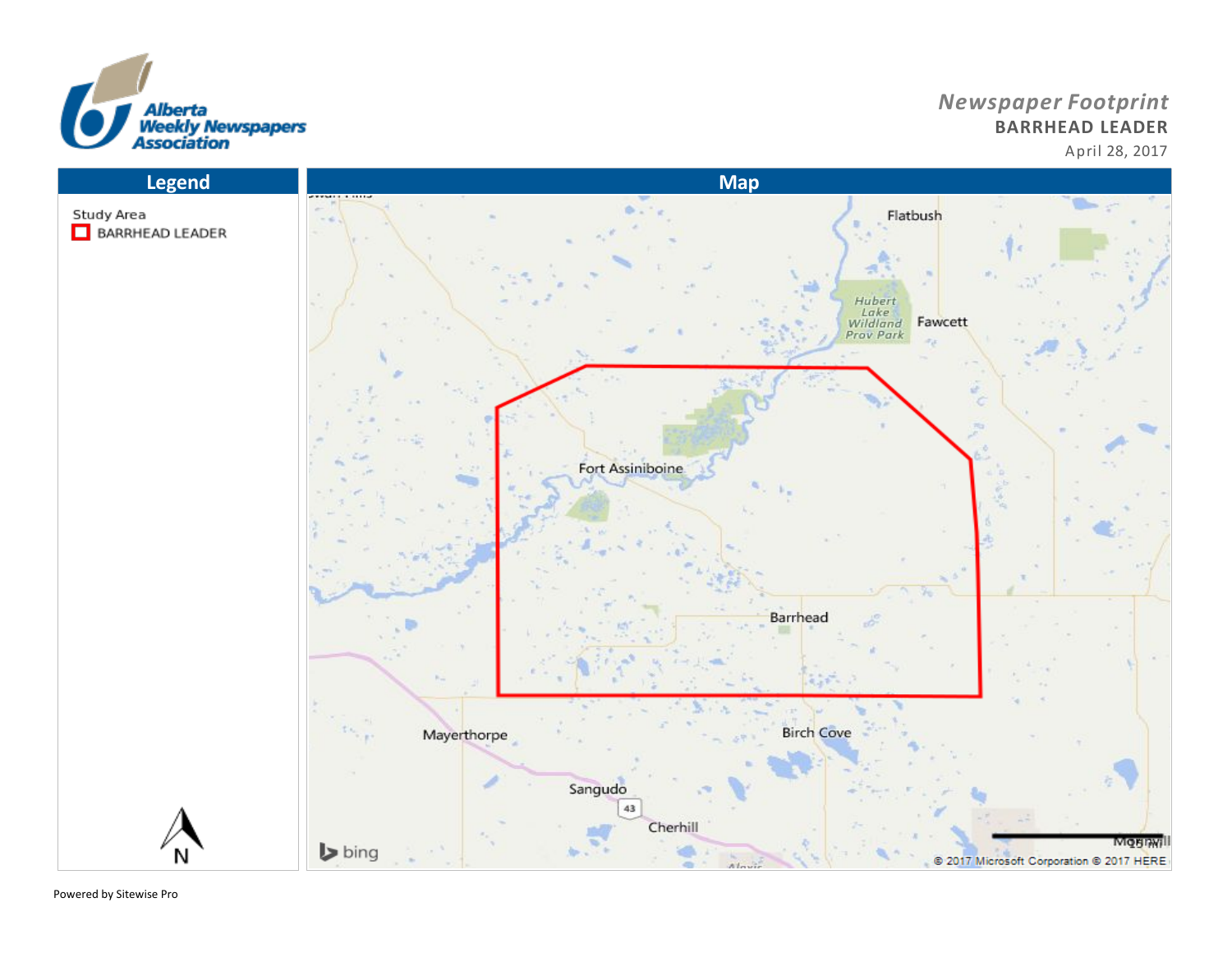Alberta Weekly Newspapers Association

*Newspaper Footprint*

**BARRHEAD LEADER**

April 28, 2017

## Legend

Study Area

BARRHEAD LEADER

N

## Map

Flatbush

Hubert Lake Wildland Prov Park

Fawcett

Fort Assiniboine

Barrhead

Mayerthorpe

Birch Cove

Sangudo

43

Cherhill

bing

© 2017 Microsoft Corporation © 2017 HERE

Powered by Sitewise Pro